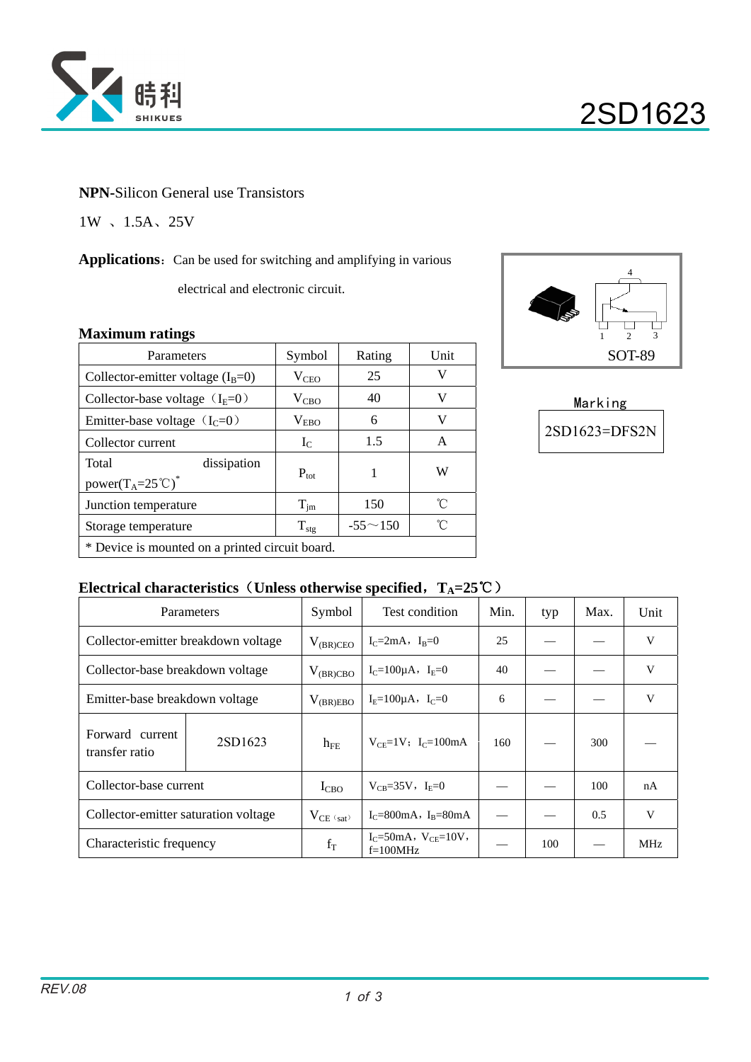# 2SD1623

**NPN**-Silicon General use Transistors

1W 、1.5A、25V

**Applications**：Can be used for switching and amplifying in various electrical and electronic circuit.

SOT-89

Marking

| 2SD1623=DFS2N |
|---|

## Maximum ratings

| Parameters | Symbol | Rating | Unit |
|---|---|---|---|
| Collector-emitter voltage ($I_B$=0) | $V_{CEO}$ | 25 | V |
| Collector-base voltage（$I_E$=0） | $V_{CBO}$ | 40 | V |
| Emitter-base voltage（$I_C$=0） | $V_{EBO}$ | 6 | V |
| Collector current | $I_C$ | 1.5 | A |
| Total dissipation power($T_A$=25℃)* | $P_{tot}$ | 1 | W |
| Junction temperature | $T_{jm}$ | 150 | ℃ |
| Storage temperature | $T_{stg}$ | -55～150 | ℃ |
| * Device is mounted on a printed circuit board. | | | |

## Electrical characteristics（Unless otherwise specified，$T_A$=25℃）

| Parameters | | Symbol | Test condition | Min. | typ | Max. | Unit |
|---|---|---|---|---|---|---|---|
| Collector-emitter breakdown voltage | | $V_{(BR)CEO}$ | $I_C$=2mA，$I_B$=0 | 25 | — | — | V |
| Collector-base breakdown voltage | | $V_{(BR)CBO}$ | $I_C$=100μA，$I_E$=0 | 40 | — | — | V |
| Emitter-base breakdown voltage | | $V_{(BR)EBO}$ | $I_E$=100μA，$I_C$=0 | 6 | — | — | V |
| Forward current transfer ratio | 2SD1623 | $h_{FE}$ | $V_{CE}$=1V；$I_C$=100mA | 160 | — | 300 | — |
| Collector-base current | | $I_{CBO}$ | $V_{CB}$=35V，$I_E$=0 | — | — | 100 | nA |
| Collector-emitter saturation voltage | | $V_{CE(sat)}$ | $I_C$=800mA，$I_B$=80mA | — | — | 0.5 | V |
| Characteristic frequency | | $f_T$ | $I_C$=50mA，$V_{CE}$=10V，f=100MHz | — | 100 | — | MHz |

REV.08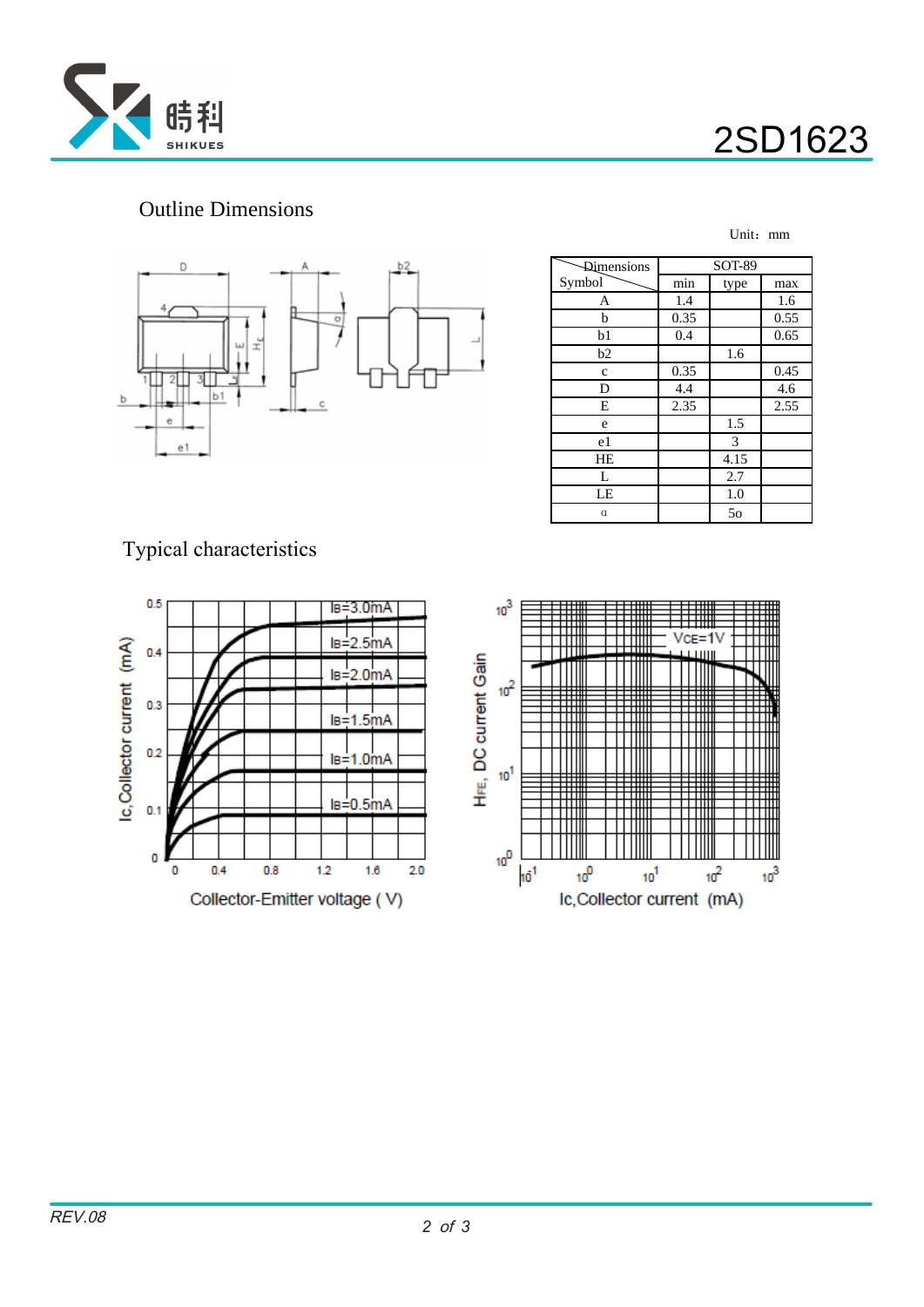## Outline Dimensions

Unit：mm

| Dimensions / Symbol | SOT-89 | | |
|---|---|---|---|
| | min | type | max |
| A | 1.4 | | 1.6 |
| b | 0.35 | | 0.55 |
| b1 | 0.4 | | 0.65 |
| b2 | | 1.6 | |
| c | 0.35 | | 0.45 |
| D | 4.4 | | 4.6 |
| E | 2.35 | | 2.55 |
| e | | 1.5 | |
| e1 | | 3 | |
| HE | | 4.15 | |
| L | | 2.7 | |
| LE | | 1.0 | |
| α | | 5o | |

## Typical characteristics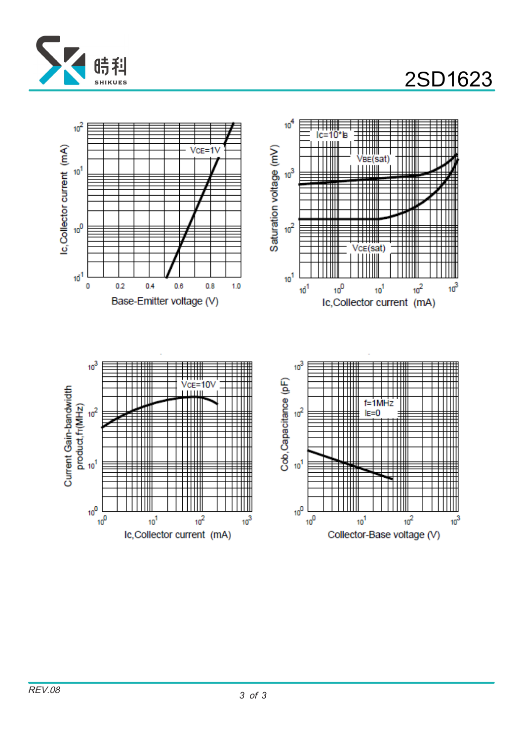2SD1623

Ic,Collector current (mA)

$10^2$

$10^1$

$10^0$

$10^{-1}$

0 0.2 0.4 0.6 0.8 1.0

Base-Emitter voltage (V)

VCE=1V

Saturation voltage (mV)

$10^4$

$10^3$

$10^2$

$10^1$

$10^{-1}$ $10^0$ $10^1$ $10^2$ $10^3$

Ic,Collector current (mA)

Ic=10*IB

VBE(sat)

VCE(sat)

Current Gain-bandwidth product,fT(MHz)

$10^3$

$10^2$

$10^1$

$10^0$

$10^0$ $10^1$ $10^2$ $10^3$

Ic,Collector current (mA)

VCE=10V

Cob,Capacitance (pF)

$10^3$

$10^2$

$10^1$

$10^0$

$10^0$ $10^1$ $10^2$ $10^3$

Collector-Base voltage (V)

f=1MHz

IE=0

REV.08